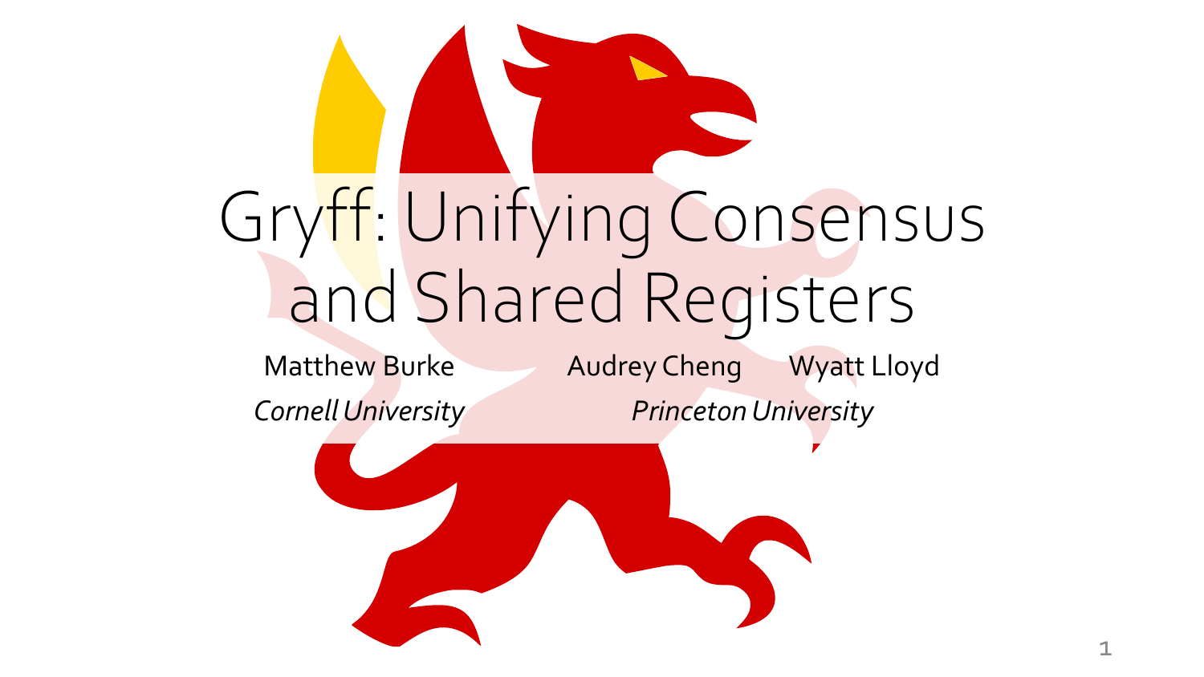# Gryff: Unifying Consensus and Shared Registers

Matthew Burke
*Cornell University*

Audrey Cheng  Wyatt Lloyd
*Princeton University*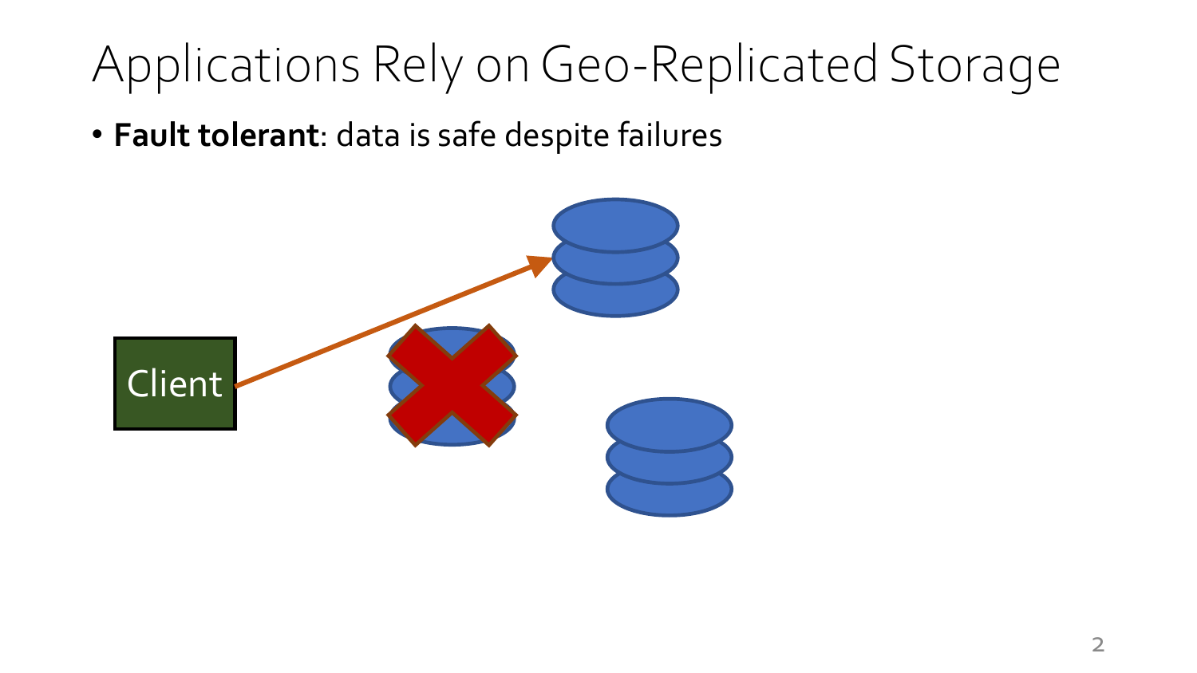# Applications Rely on Geo-Replicated Storage

- **Fault tolerant**: data is safe despite failures

Client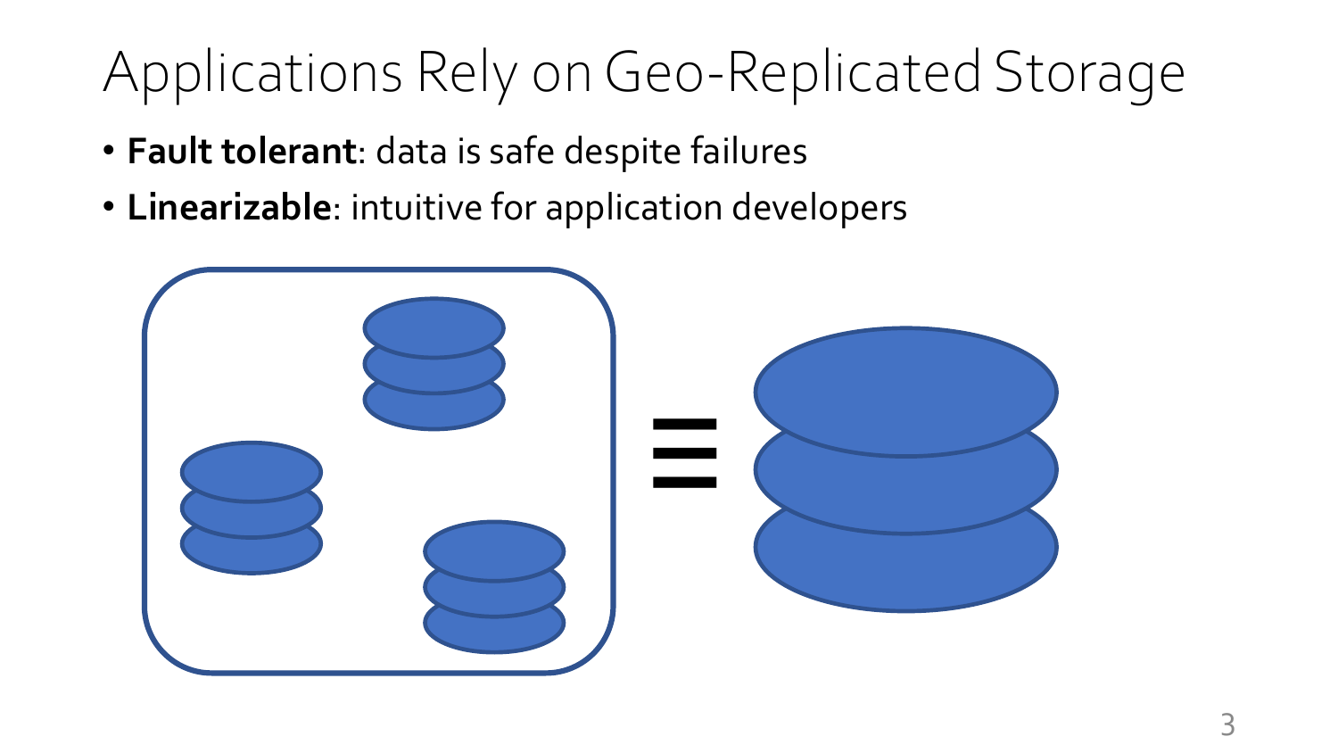# Applications Rely on Geo-Replicated Storage

- **Fault tolerant**: data is safe despite failures
- **Linearizable**: intuitive for application developers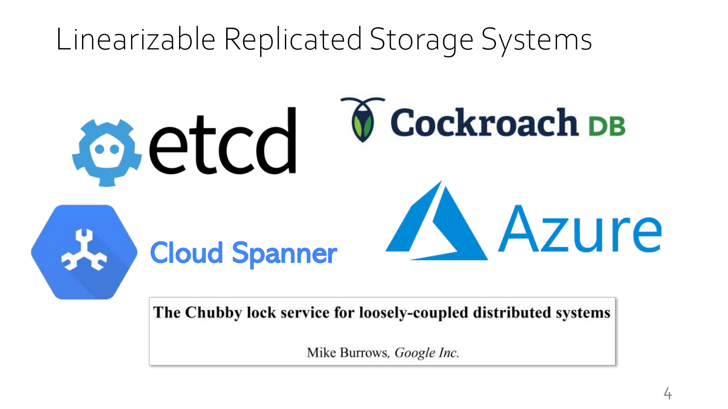# Linearizable Replicated Storage Systems

etcd

Cockroach DB

Cloud Spanner

Azure

**The Chubby lock service for loosely-coupled distributed systems**

Mike Burrows, *Google Inc.*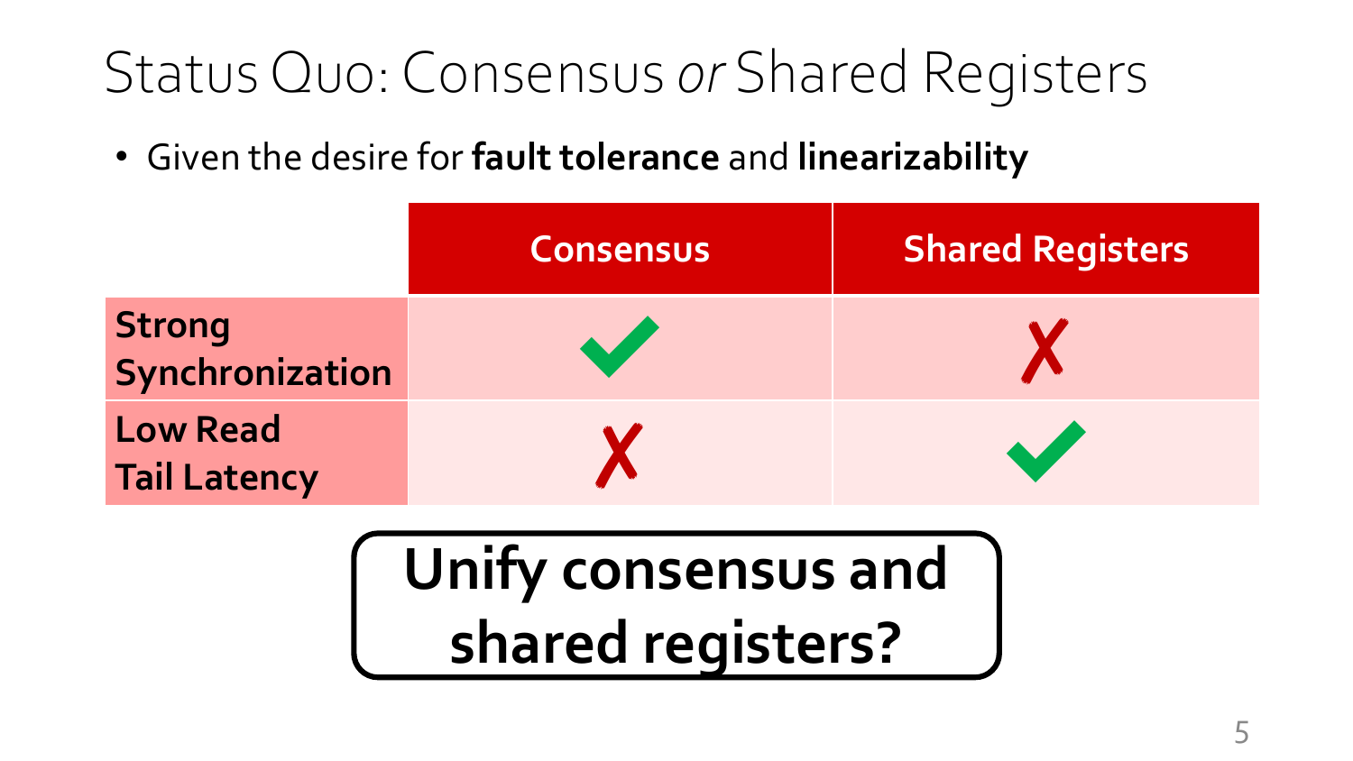# Status Quo: Consensus *or* Shared Registers

- Given the desire for **fault tolerance** and **linearizability**

| | Consensus | Shared Registers |
|---|---|---|
| **Strong Synchronization** | ✓ | ✗ |
| **Low Read Tail Latency** | ✗ | ✓ |

**Unify consensus and shared registers?**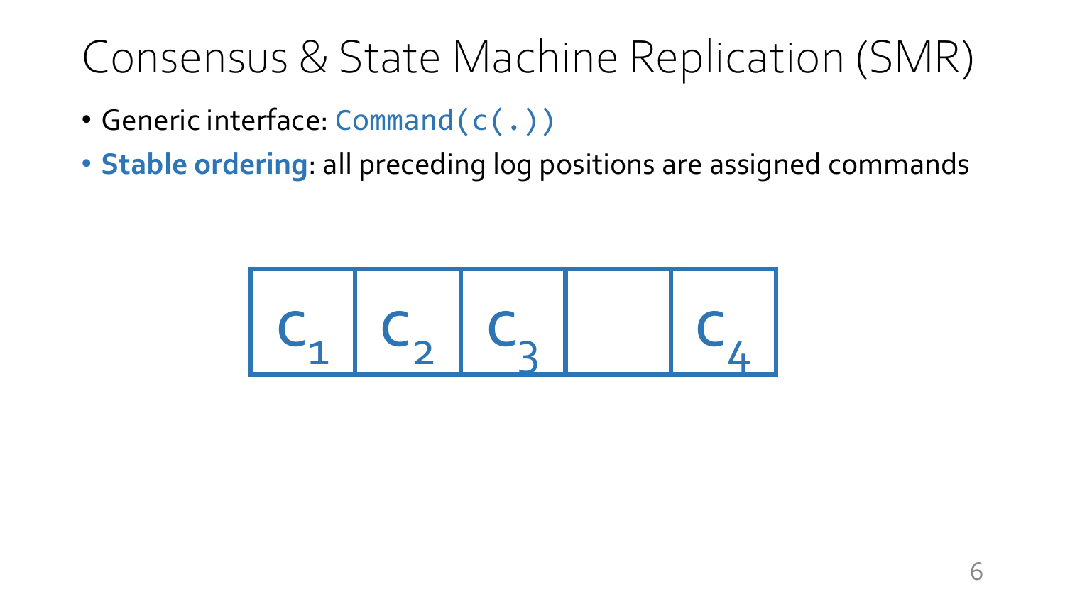# Consensus & State Machine Replication (SMR)

- Generic interface: `Command(c(.))`
- **Stable ordering**: all preceding log positions are assigned commands

| $c_1$ | $c_2$ | $c_3$ | | $c_4$ |
|---|---|---|---|---|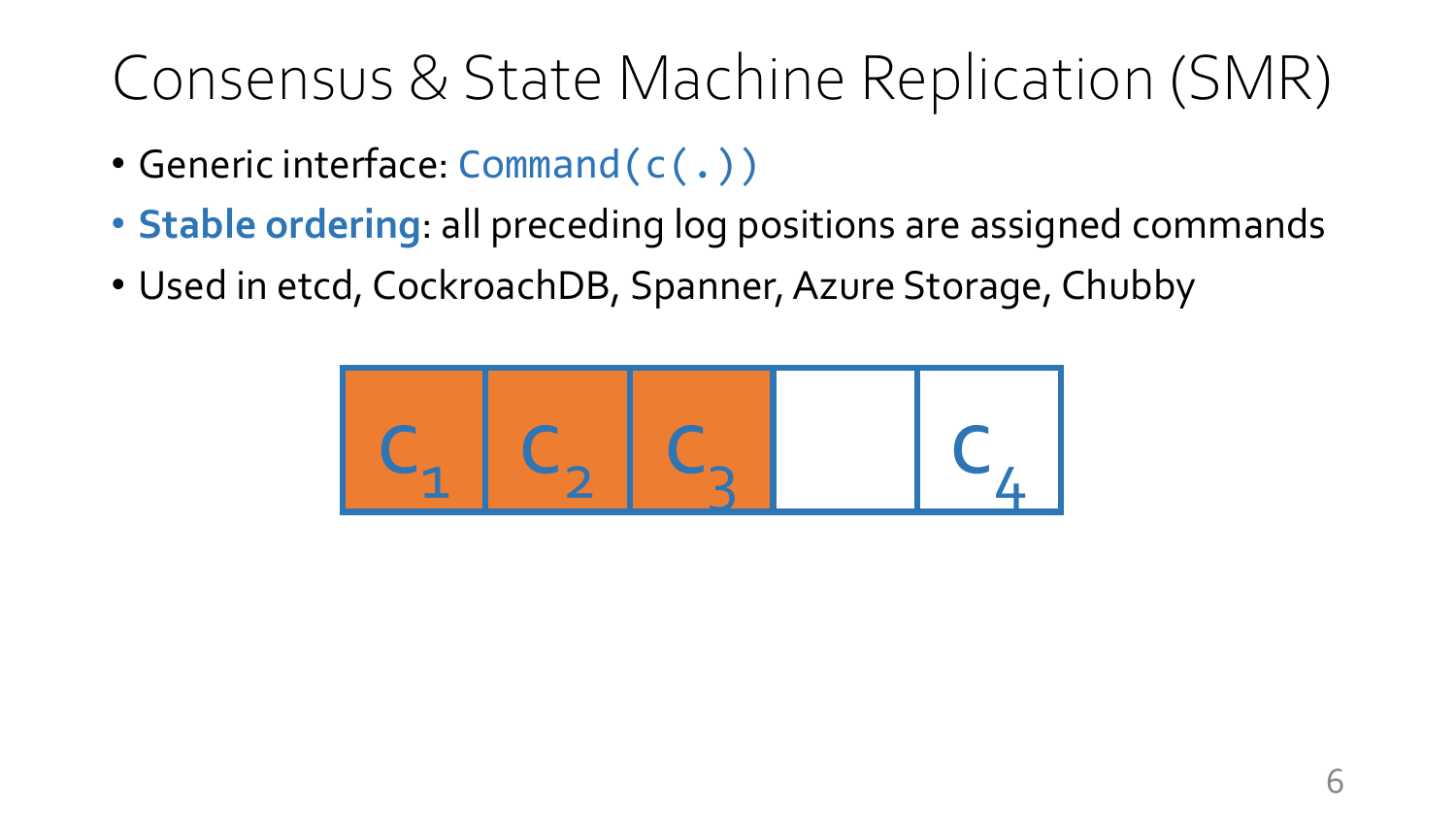# Consensus & State Machine Replication (SMR)

- Generic interface: `Command(c(.))`
- **Stable ordering**: all preceding log positions are assigned commands
- Used in etcd, CockroachDB, Spanner, Azure Storage, Chubby

| $c_1$ | $c_2$ | $c_3$ | | $c_4$ |
|---|---|---|---|---|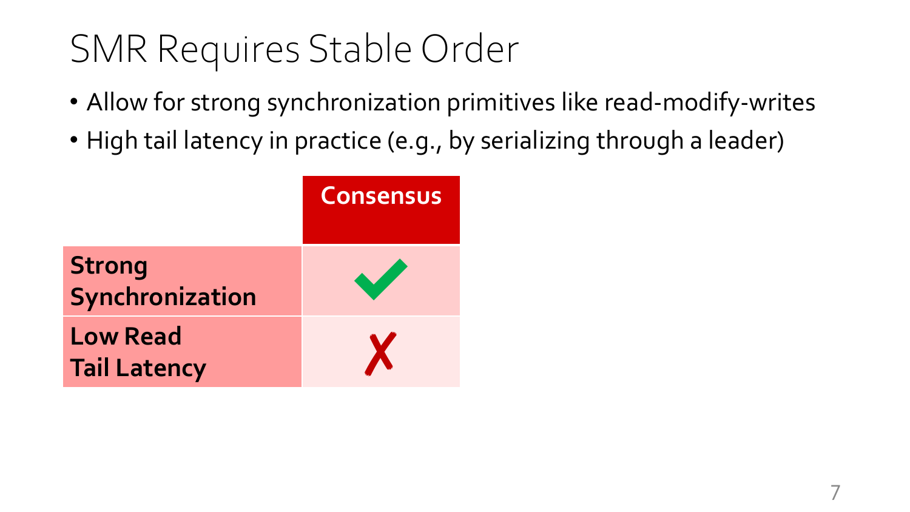# SMR Requires Stable Order

- Allow for strong synchronization primitives like read-modify-writes
- High tail latency in practice (e.g., by serializing through a leader)

| | Consensus |
|---|---|
| **Strong Synchronization** | ✓ |
| **Low Read Tail Latency** | ✗ |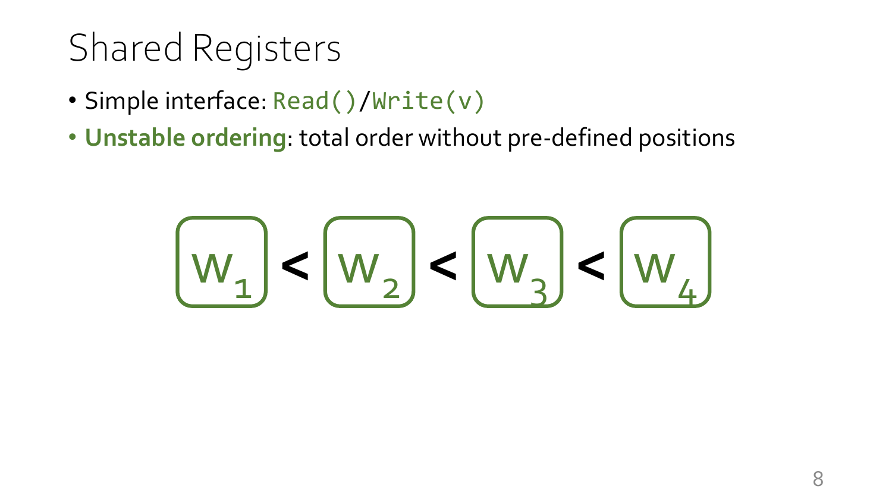# Shared Registers

- Simple interface: `Read()`/`Write(v)`
- **Unstable ordering**: total order without pre-defined positions

$$W_1 < W_2 < W_3 < W_4$$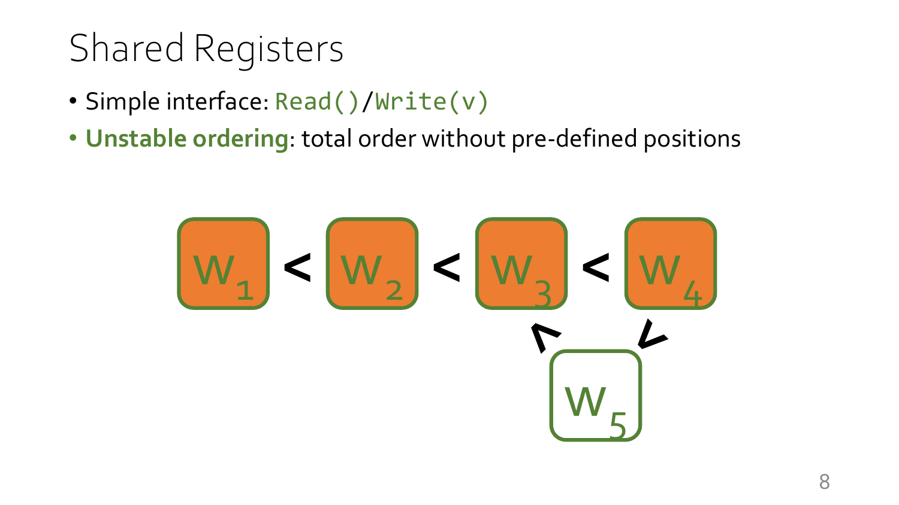# Shared Registers

- Simple interface: `Read()`/`Write(v)`
- **Unstable ordering**: total order without pre-defined positions

$W_1 < W_2 < W_3 < W_4$

$W_3 < W_5 < W_4$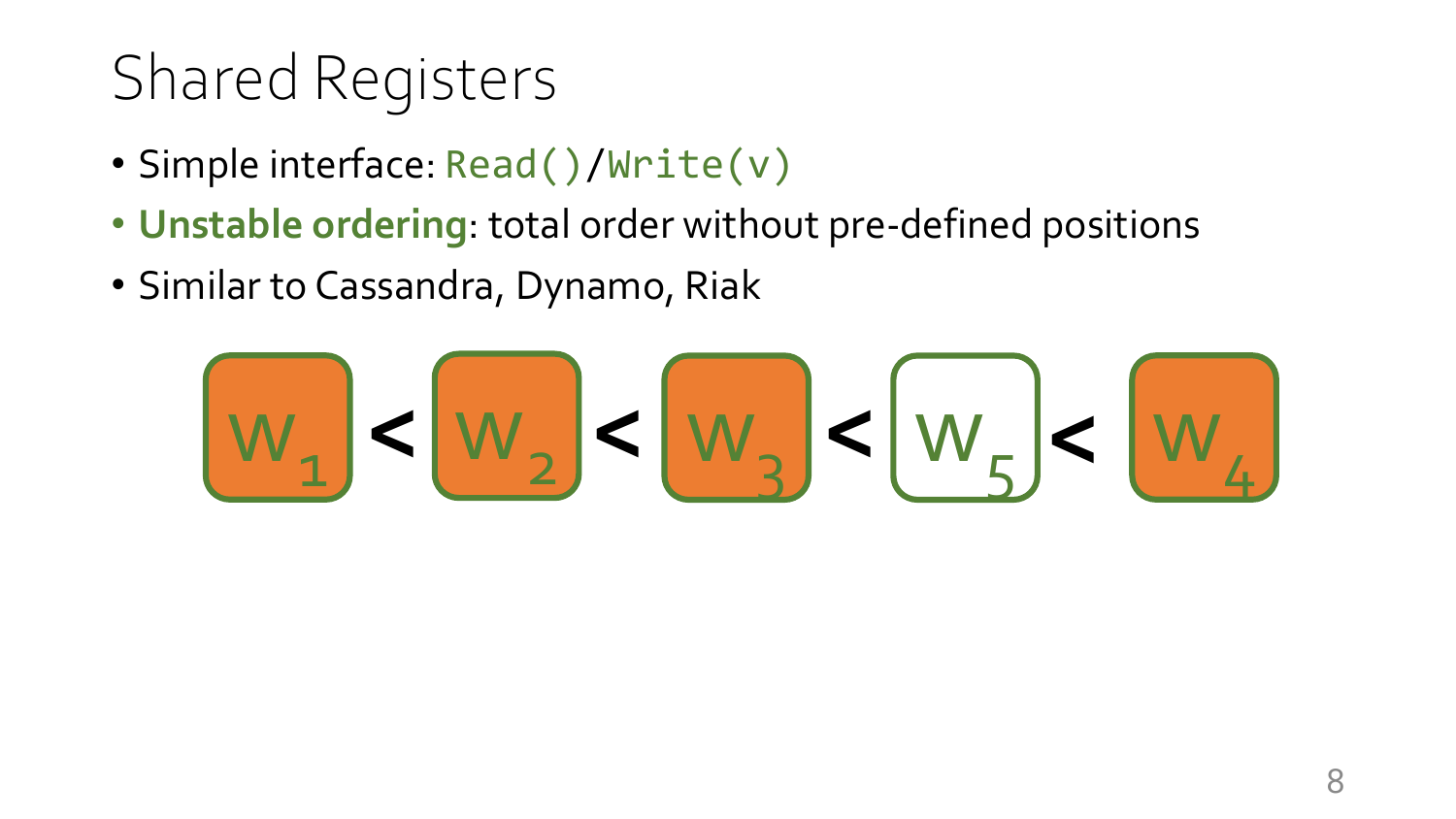# Shared Registers

- Simple interface: `Read()`/`Write(v)`
- **Unstable ordering**: total order without pre-defined positions
- Similar to Cassandra, Dynamo, Riak

$W_1 < W_2 < W_3 < W_5 < W_4$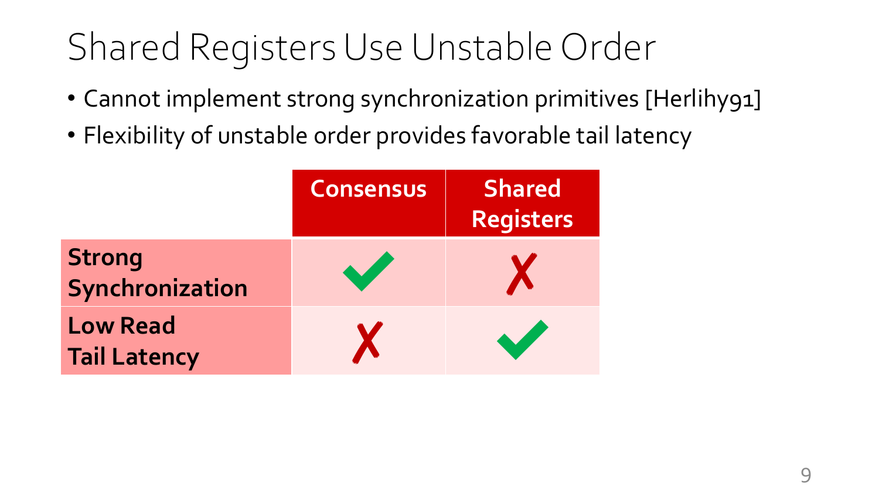# Shared Registers Use Unstable Order

- Cannot implement strong synchronization primitives [Herlihy91]
- Flexibility of unstable order provides favorable tail latency

| | Consensus | Shared Registers |
|---|---|---|
| **Strong Synchronization** | ✓ | ✗ |
| **Low Read Tail Latency** | ✗ | ✓ |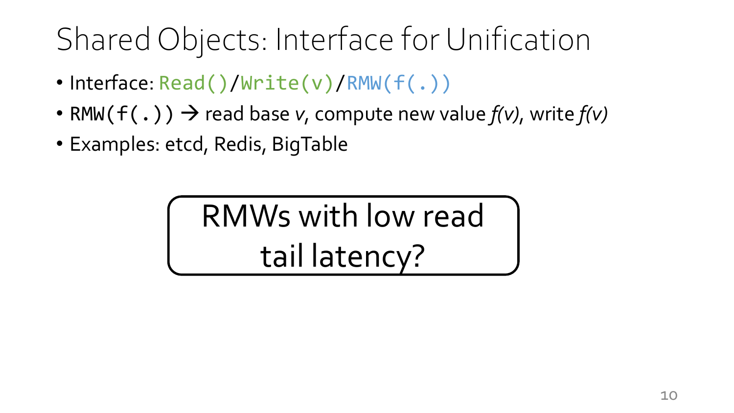# Shared Objects: Interface for Unification

- Interface: `Read()`/`Write(v)`/`RMW(f(.))`
- `RMW(f(.))` → read base *v*, compute new value *f(v)*, write *f(v)*
- Examples: etcd, Redis, BigTable

RMWs with low read tail latency?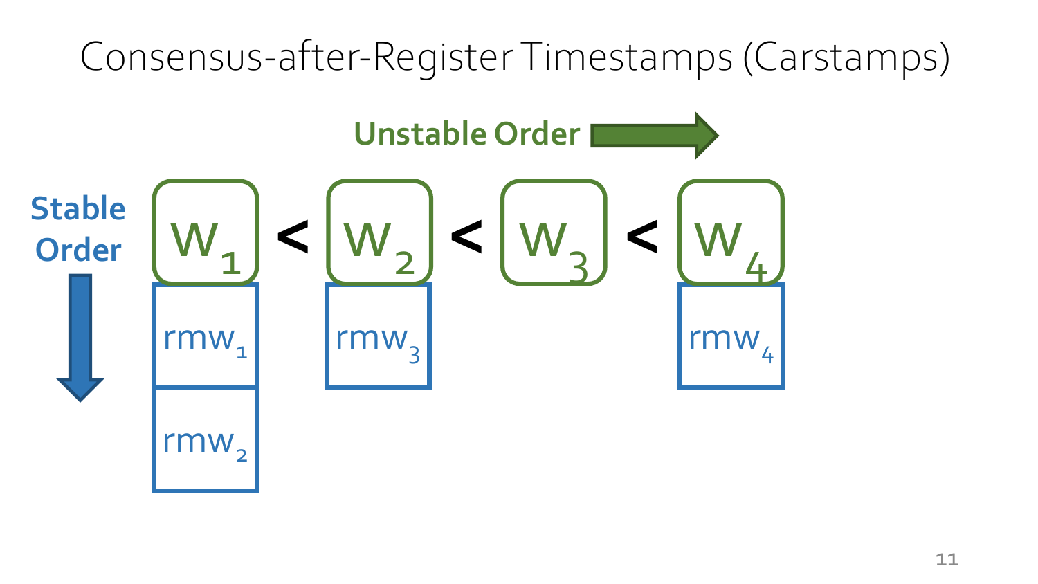# Consensus-after-Register Timestamps (Carstamps)

**Unstable Order** →

**Stable Order** ↓

$W_1 < W_2 < W_3 < W_4$

| $W_1$ | $W_2$ | $W_3$ | $W_4$ |
|---|---|---|---|
| $rmw_1$ | $rmw_3$ | | $rmw_4$ |
| $rmw_2$ | | | |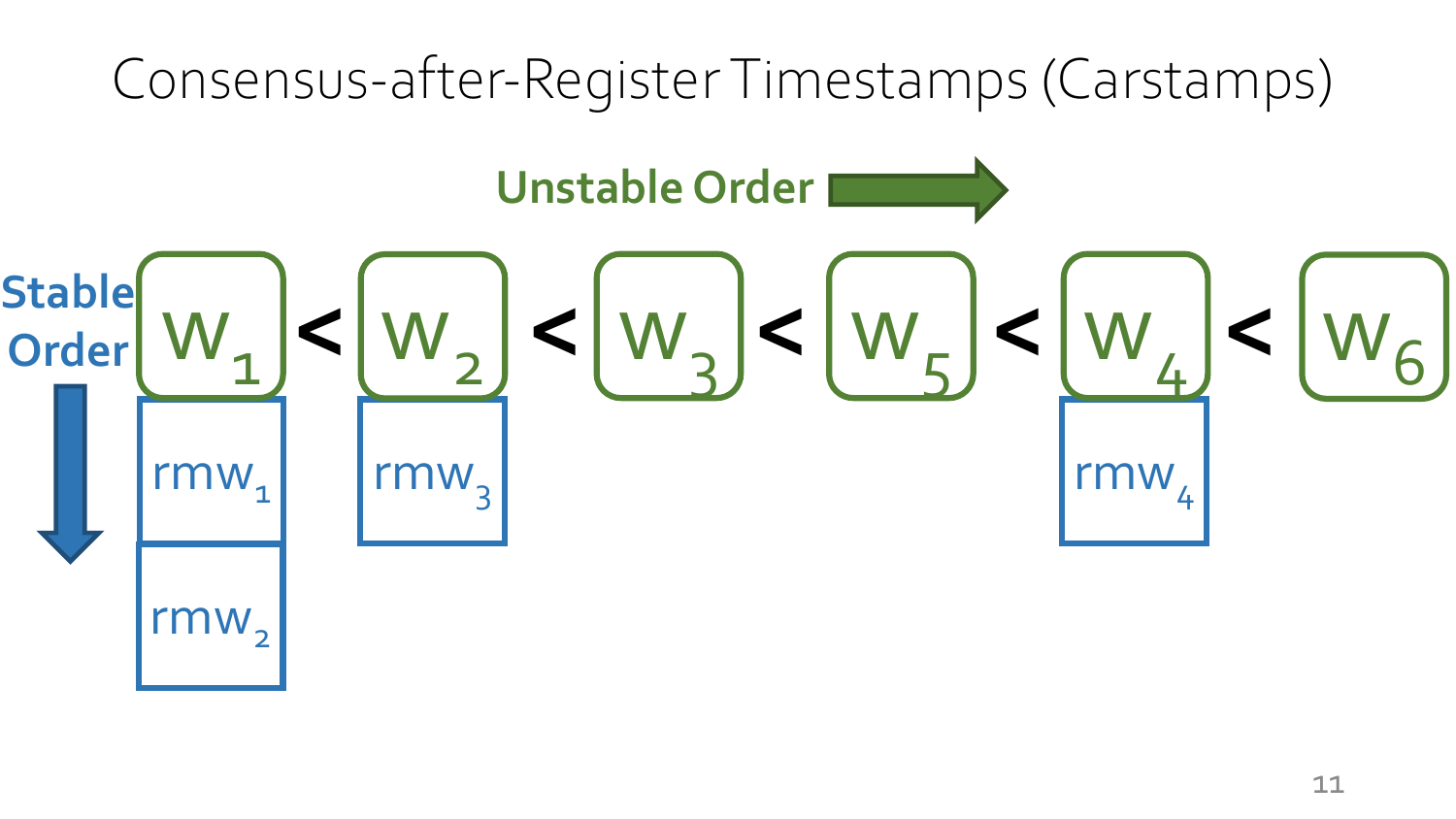# Consensus-after-Register Timestamps (Carstamps)

**Unstable Order** →

**Stable Order** ↓

$w_1 < w_2 < w_3 < w_5 < w_4 < w_6$

| $w_1$ | $w_2$ | $w_3$ | $w_5$ | $w_4$ | $w_6$ |
|---|---|---|---|---|---|
| $rmw_1$ | $rmw_3$ | | | $rmw_4$ | |
| $rmw_2$ | | | | | |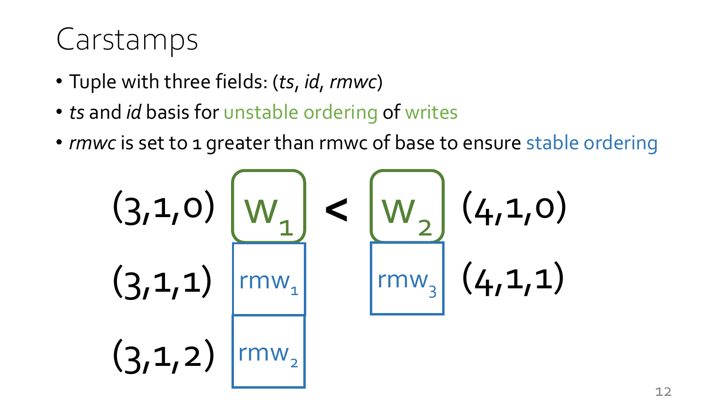# Carstamps

- Tuple with three fields: (*ts*, *id*, *rmwc*)
- *ts* and *id* basis for unstable ordering of writes
- *rmwc* is set to 1 greater than rmwc of base to ensure stable ordering

| | | | | |
|---|---|---|---|---|
| (3,1,0) | $W_1$ | < | $W_2$ | (4,1,0) |
| (3,1,1) | $rmw_1$ | | $rmw_3$ | (4,1,1) |
| (3,1,2) | $rmw_2$ | | | |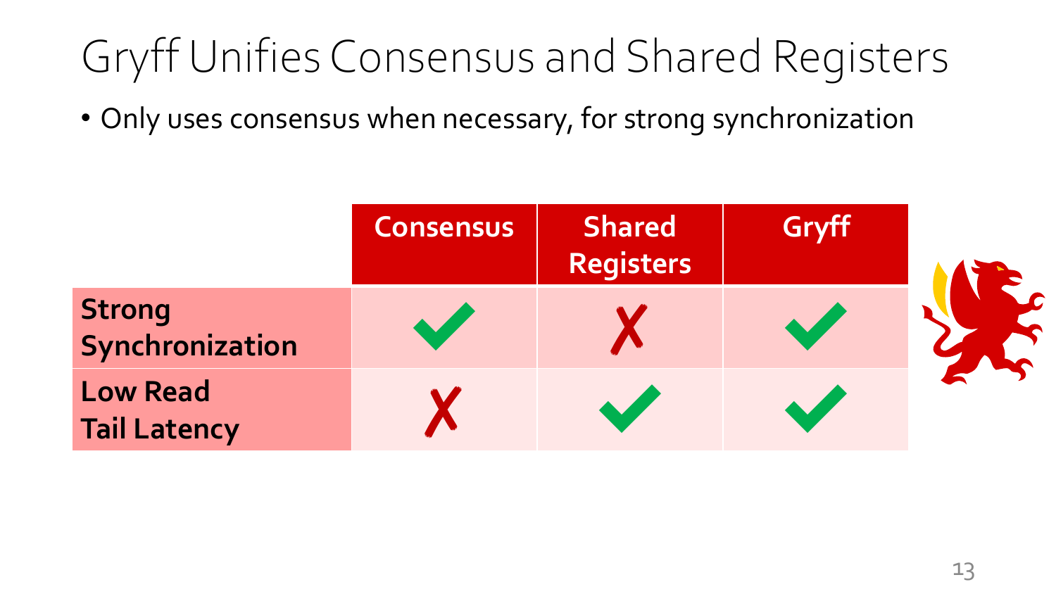# Gryff Unifies Consensus and Shared Registers

- Only uses consensus when necessary, for strong synchronization

| | Consensus | Shared Registers | Gryff |
|---|---|---|---|
| **Strong Synchronization** | ✔ | ✗ | ✔ |
| **Low Read Tail Latency** | ✗ | ✔ | ✔ |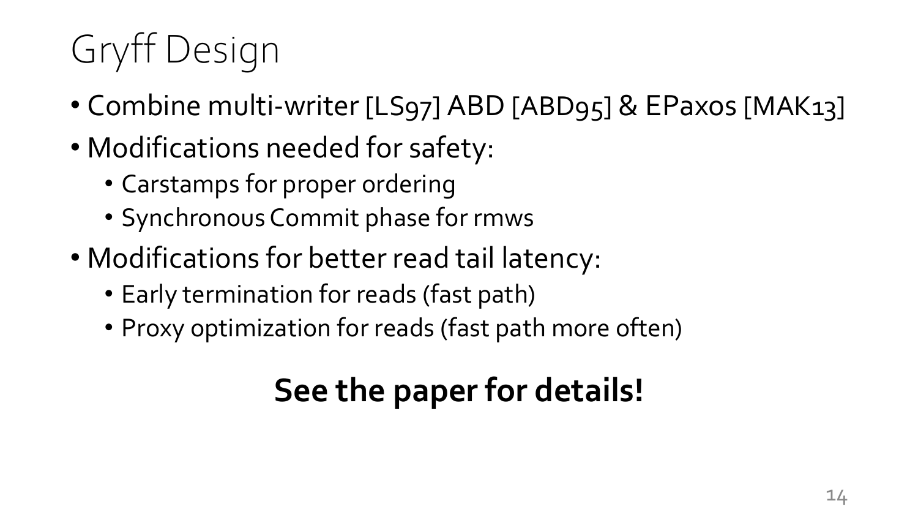# Gryff Design

- Combine multi-writer [LS97] ABD [ABD95] & EPaxos [MAK13]
- Modifications needed for safety:
  - Carstamps for proper ordering
  - Synchronous Commit phase for rmws
- Modifications for better read tail latency:
  - Early termination for reads (fast path)
  - Proxy optimization for reads (fast path more often)

**See the paper for details!**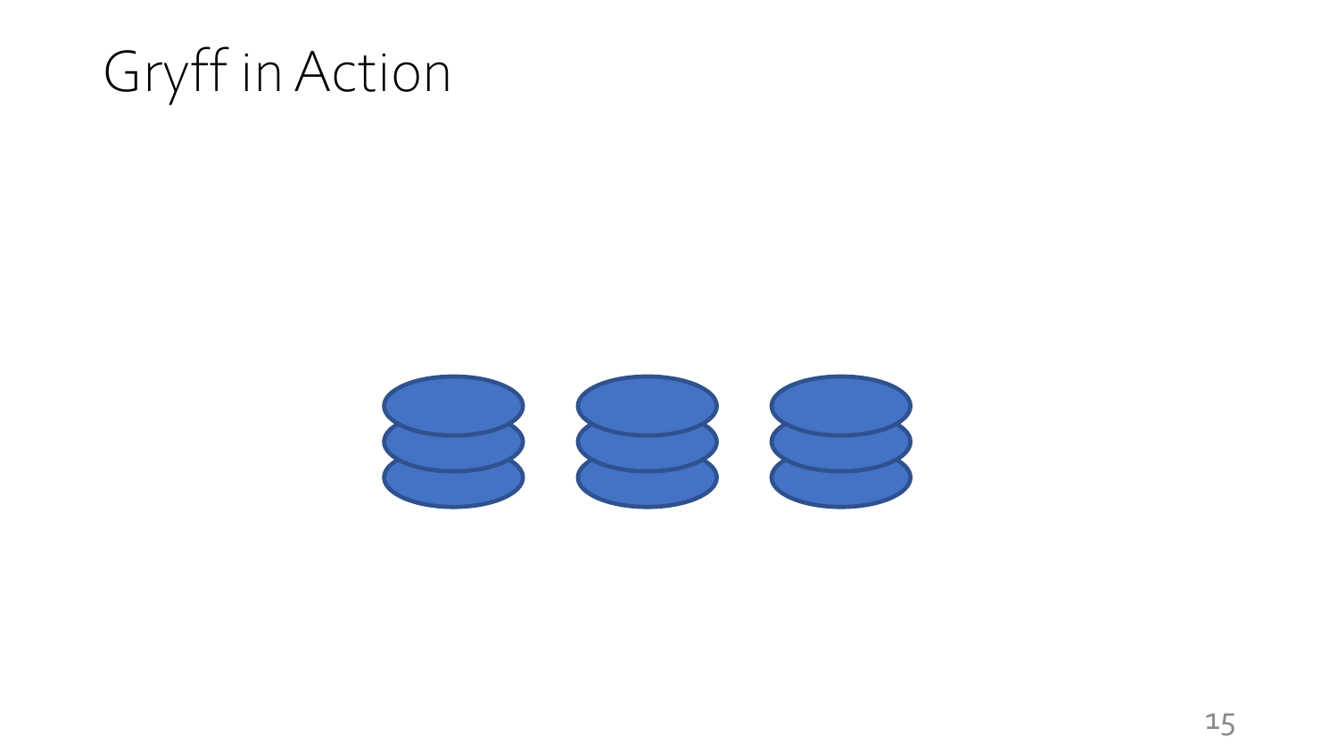# Gryff in Action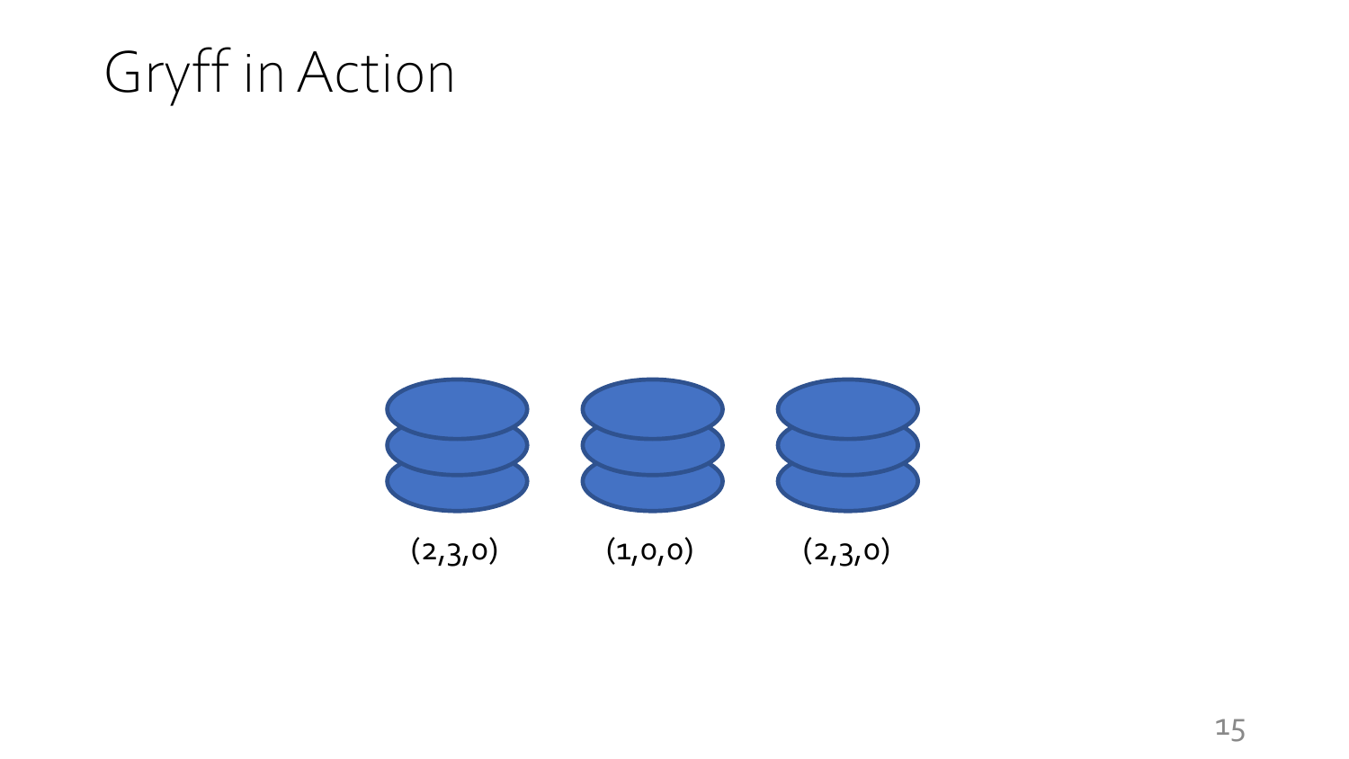# Gryff in Action

(2,3,0) (1,0,0) (2,3,0)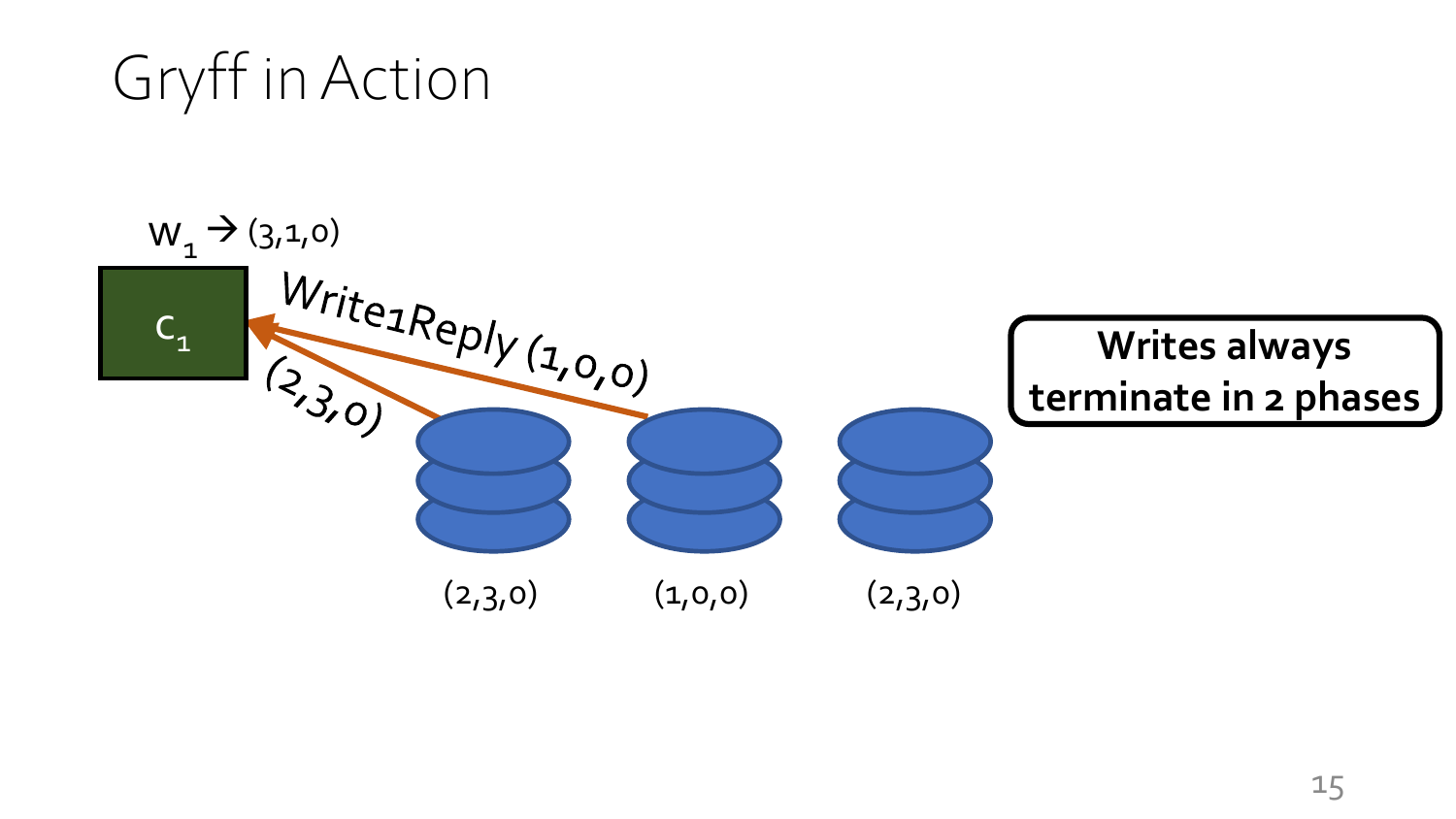# Gryff in Action

$w_1 \rightarrow (3,1,0)$

$c_1$

Write1Reply (1,0,0)

(2,3,0)

(2,3,0)

(1,0,0)

(2,3,0)

**Writes always terminate in 2 phases**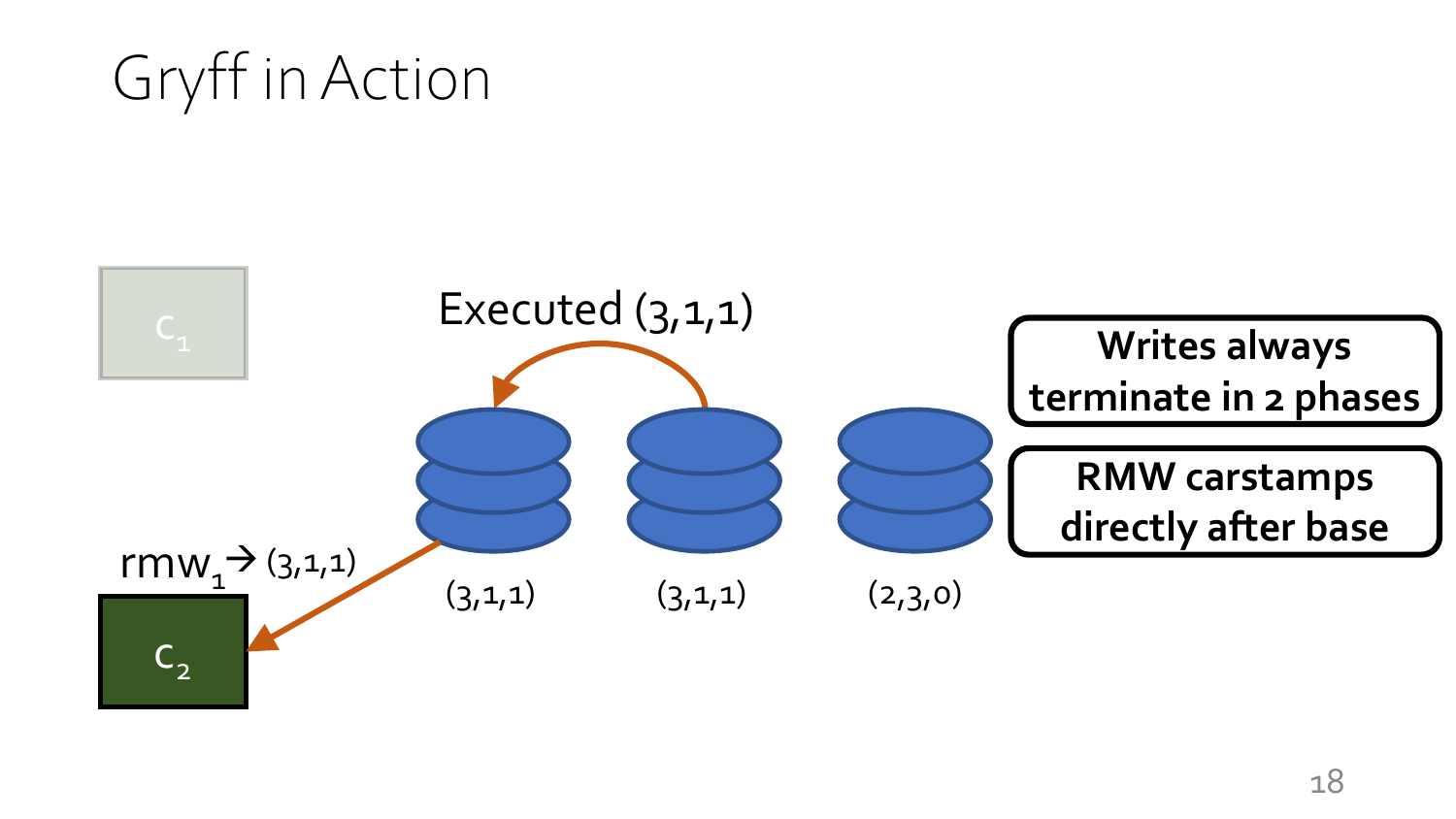# Gryff in Action

$c_1$

Executed (3,1,1)

$rmw_1 \rightarrow$ (3,1,1)

$c_2$

(3,1,1) (3,1,1) (2,3,0)

**Writes always terminate in 2 phases**

**RMW carstamps directly after base**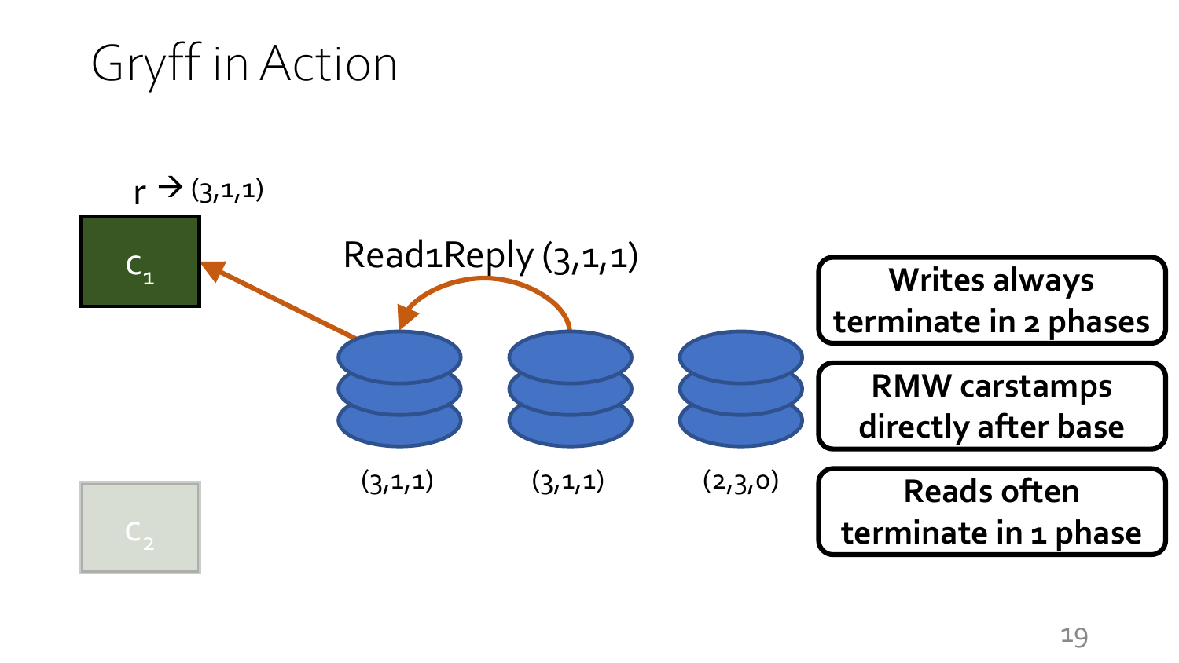# Gryff in Action

r → (3,1,1)

$C_1$

Read1Reply (3,1,1)

(3,1,1)

(3,1,1)

(2,3,0)

$C_2$

**Writes always terminate in 2 phases**

**RMW carstamps directly after base**

**Reads often terminate in 1 phase**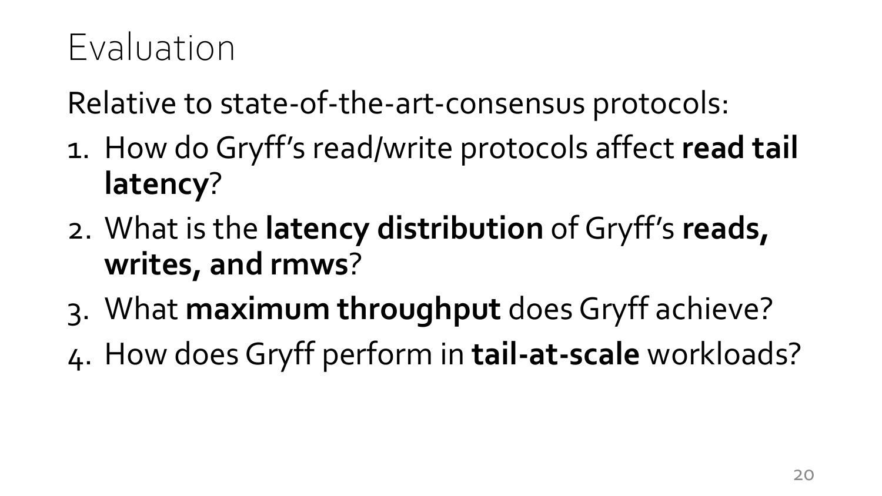# Evaluation

Relative to state-of-the-art-consensus protocols:

1. How do Gryff's read/write protocols affect **read tail latency**?
2. What is the **latency distribution** of Gryff's **reads, writes, and rmws**?
3. What **maximum throughput** does Gryff achieve?
4. How does Gryff perform in **tail-at-scale** workloads?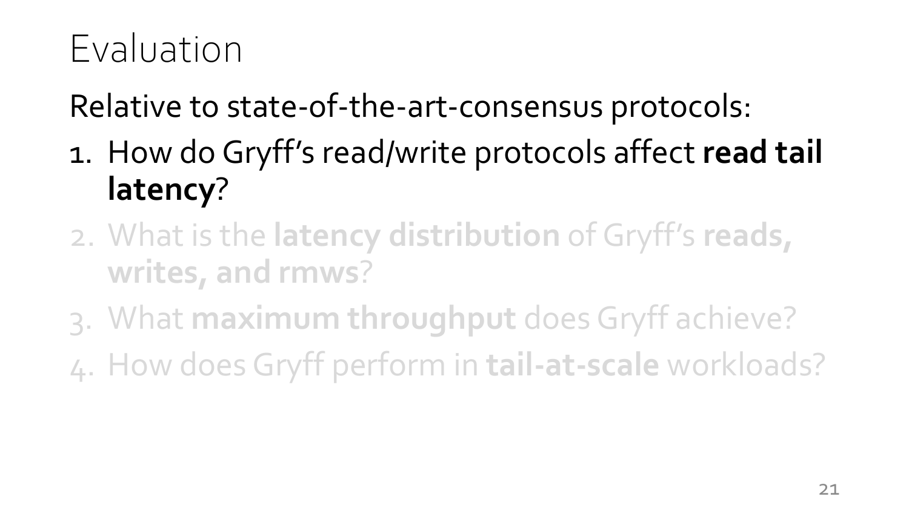# Evaluation

Relative to state-of-the-art-consensus protocols:

1. How do Gryff's read/write protocols affect **read tail latency**?
2. What is the **latency distribution** of Gryff's **reads, writes, and rmws**?
3. What **maximum throughput** does Gryff achieve?
4. How does Gryff perform in **tail-at-scale** workloads?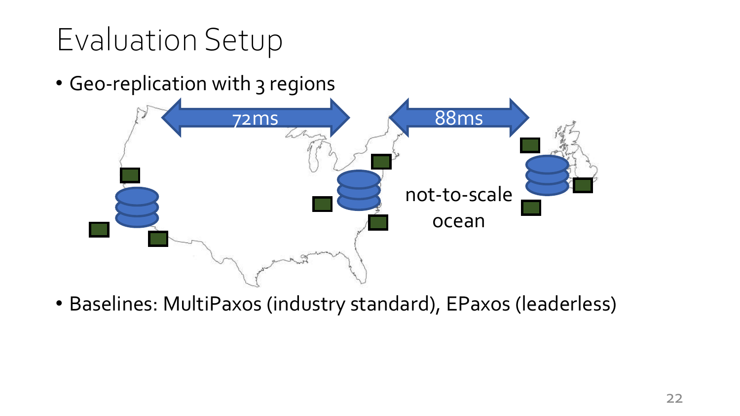# Evaluation Setup

- Geo-replication with 3 regions

72ms

88ms

not-to-scale ocean

- Baselines: MultiPaxos (industry standard), EPaxos (leaderless)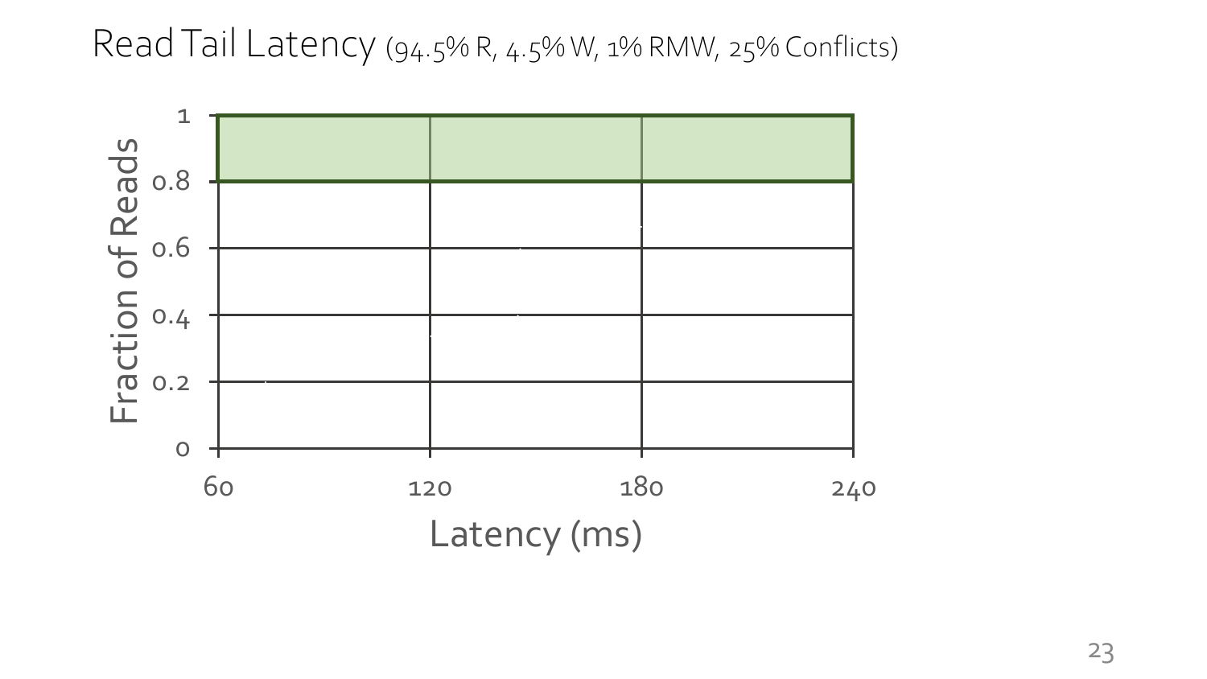# Read Tail Latency (94.5% R, 4.5% W, 1% RMW, 25% Conflicts)

Fraction of Reads

1
0.8
0.6
0.4
0.2
0

60 120 180 240

Latency (ms)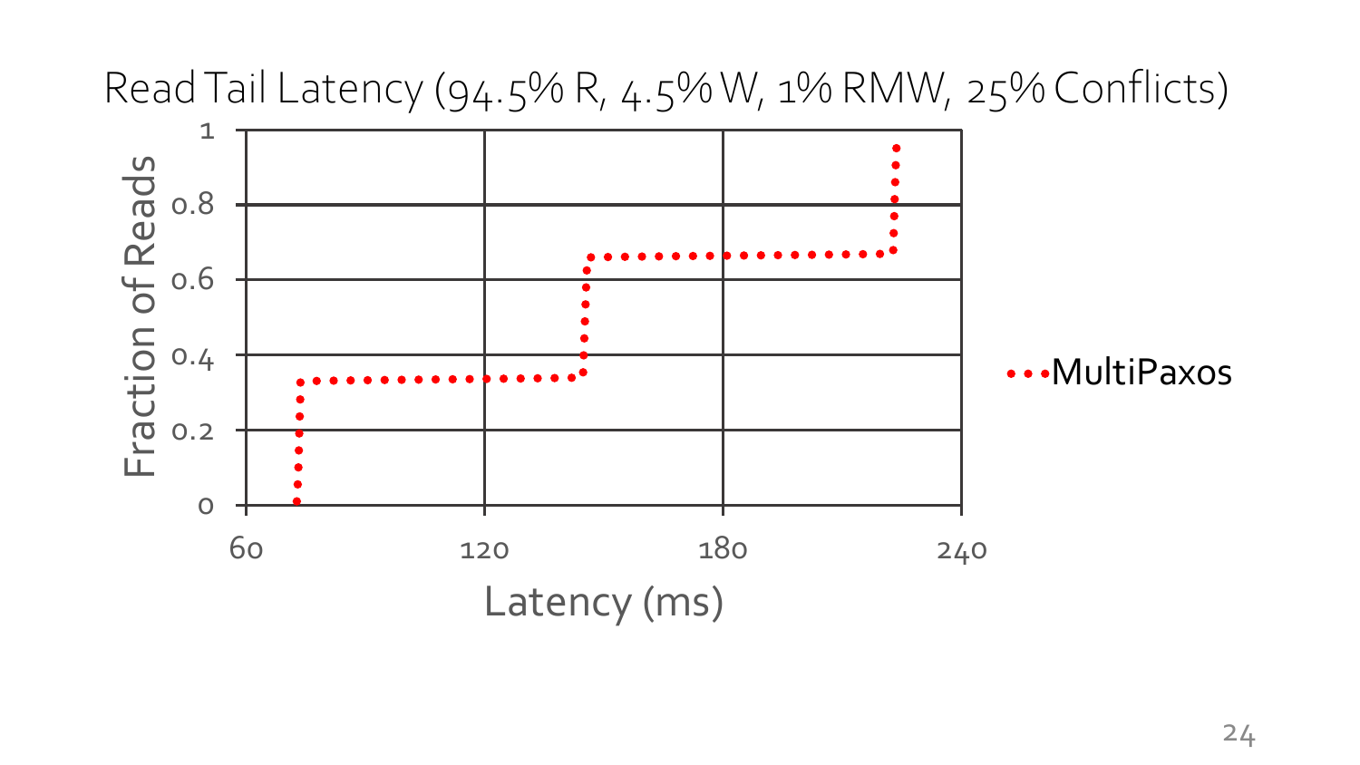# Read Tail Latency (94.5% R, 4.5% W, 1% RMW, 25% Conflicts)

Fraction of Reads

1
0.8
0.6
0.4
0.2
0

60 120 180 240

Latency (ms)

MultiPaxos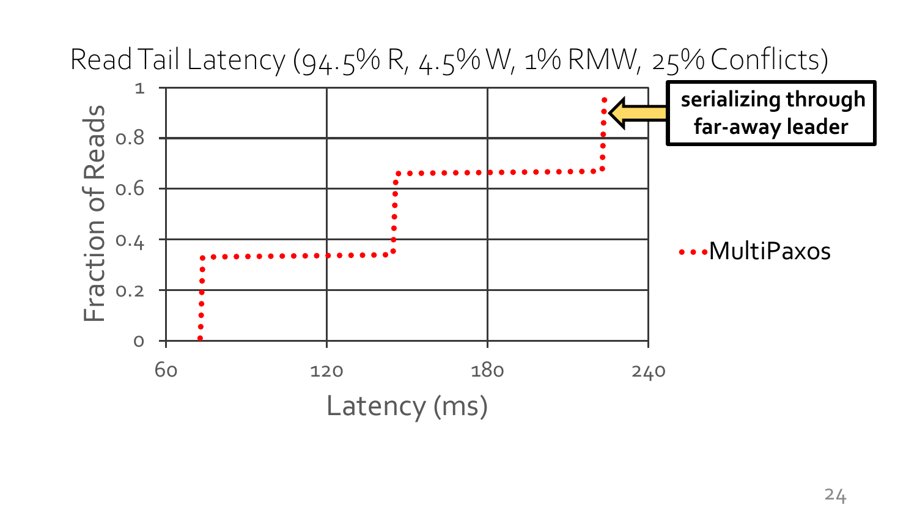# Read Tail Latency (94.5% R, 4.5% W, 1% RMW, 25% Conflicts)

Fraction of Reads (y-axis: 0, 0.2, 0.4, 0.6, 0.8, 1)

Latency (ms) (x-axis: 60, 120, 180, 240)

MultiPaxos

**serializing through far-away leader**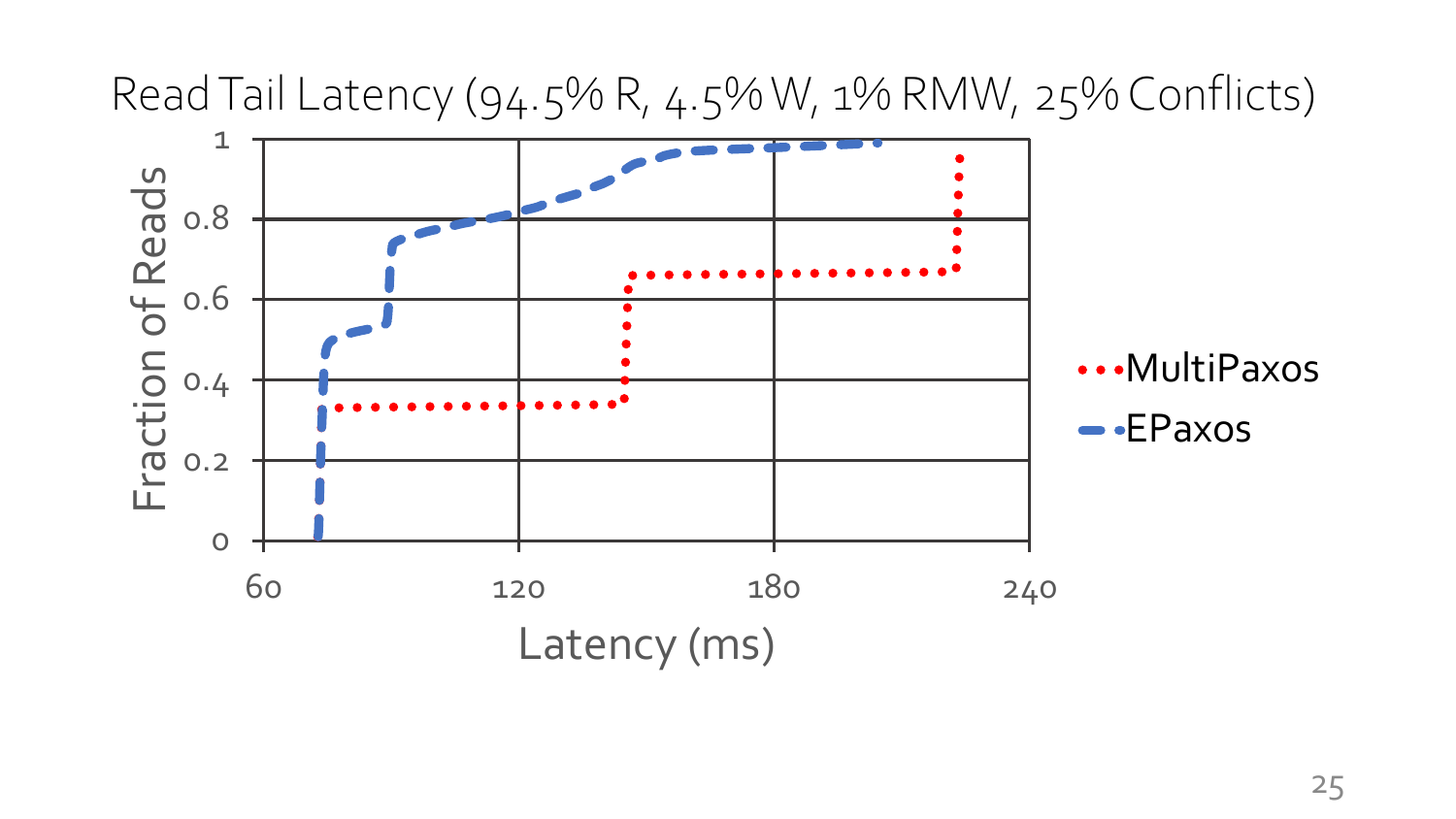# Read Tail Latency (94.5% R, 4.5% W, 1% RMW, 25% Conflicts)

Fraction of Reads

1, 0.8, 0.6, 0.4, 0.2, 0

Latency (ms)

60, 120, 180, 240

MultiPaxos

EPaxos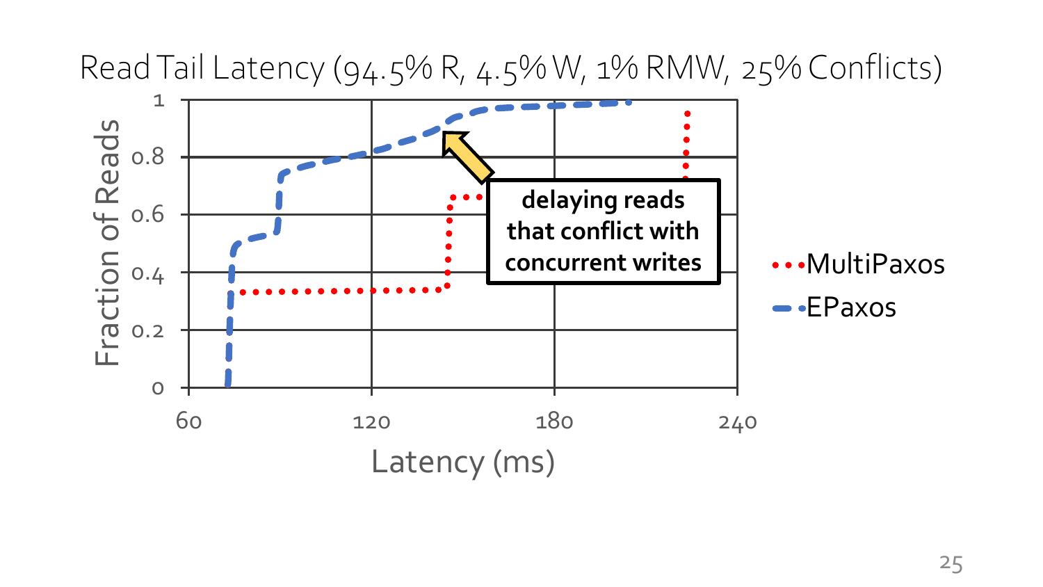# Read Tail Latency (94.5% R, 4.5% W, 1% RMW, 25% Conflicts)

Fraction of Reads

Latency (ms)

MultiPaxos

EPaxos

**delaying reads that conflict with concurrent writes**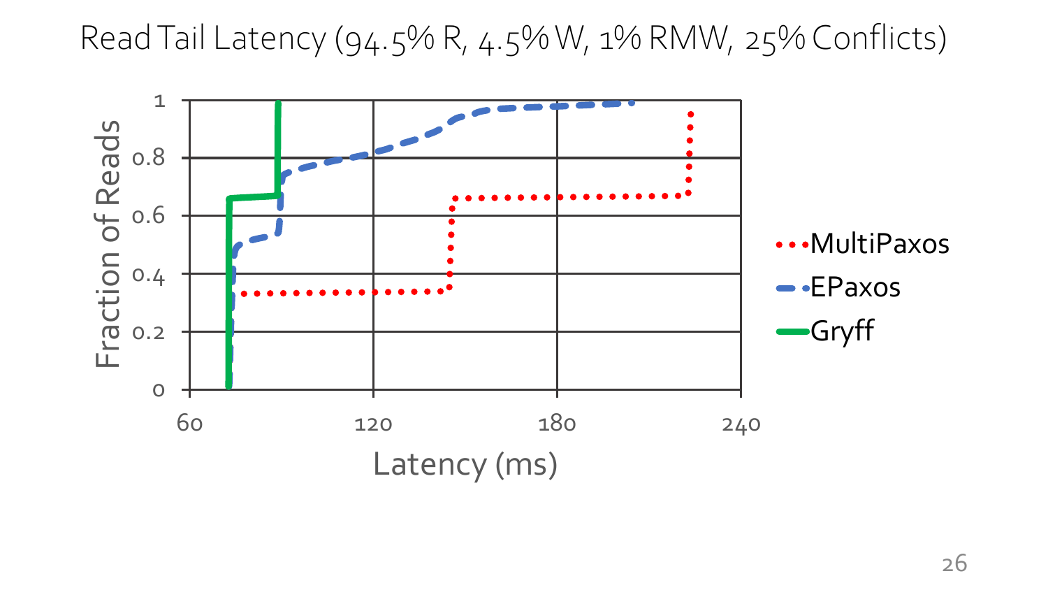# Read Tail Latency (94.5% R, 4.5% W, 1% RMW, 25% Conflicts)

Fraction of Reads

1
0.8
0.6
0.4
0.2
0

60 120 180 240

Latency (ms)

MultiPaxos
EPaxos
Gryff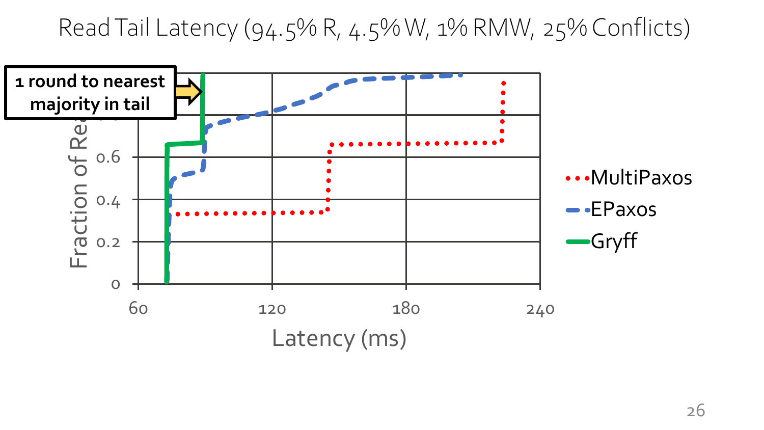# Read Tail Latency (94.5% R, 4.5% W, 1% RMW, 25% Conflicts)

**1 round to nearest majority in tail**

Fraction of Re...

0.6
0.4
0.2
0

60 120 180 240

Latency (ms)

MultiPaxos
EPaxos
Gryff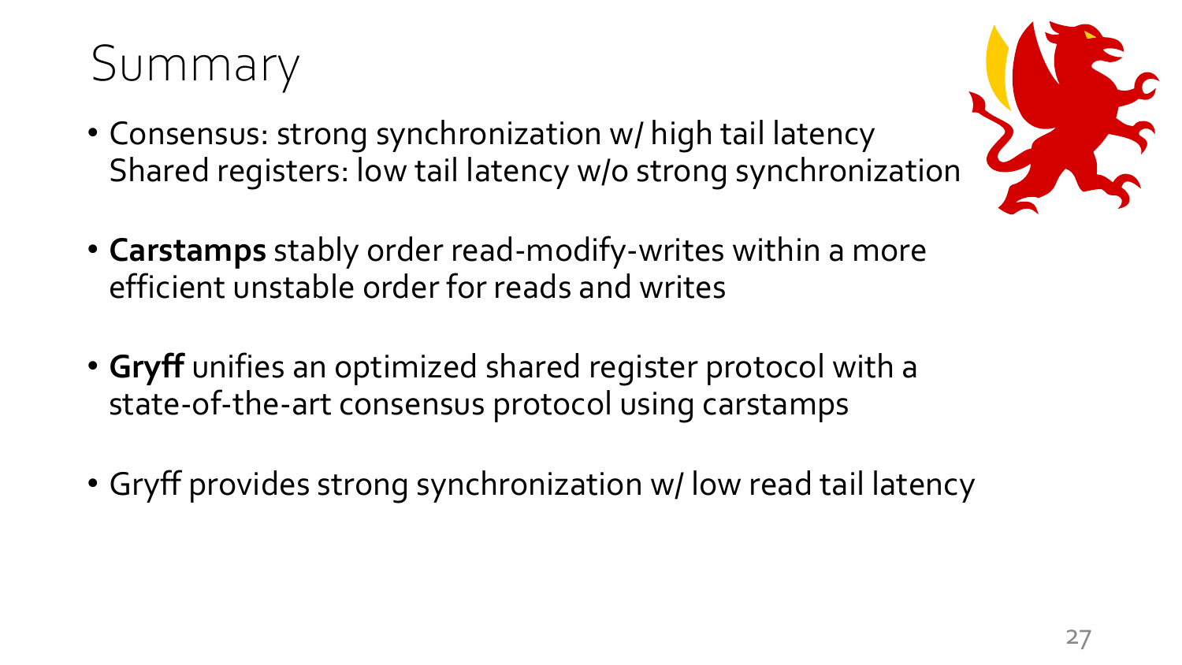# Summary

- Consensus: strong synchronization w/ high tail latency
  Shared registers: low tail latency w/o strong synchronization

- **Carstamps** stably order read-modify-writes within a more efficient unstable order for reads and writes

- **Gryff** unifies an optimized shared register protocol with a state-of-the-art consensus protocol using carstamps

- Gryff provides strong synchronization w/ low read tail latency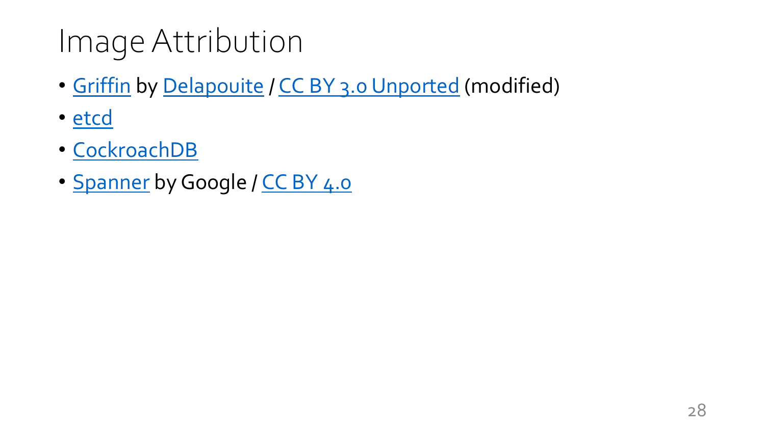# Image Attribution

- Griffin by Delapouite / CC BY 3.0 Unported (modified)
- etcd
- CockroachDB
- Spanner by Google / CC BY 4.0